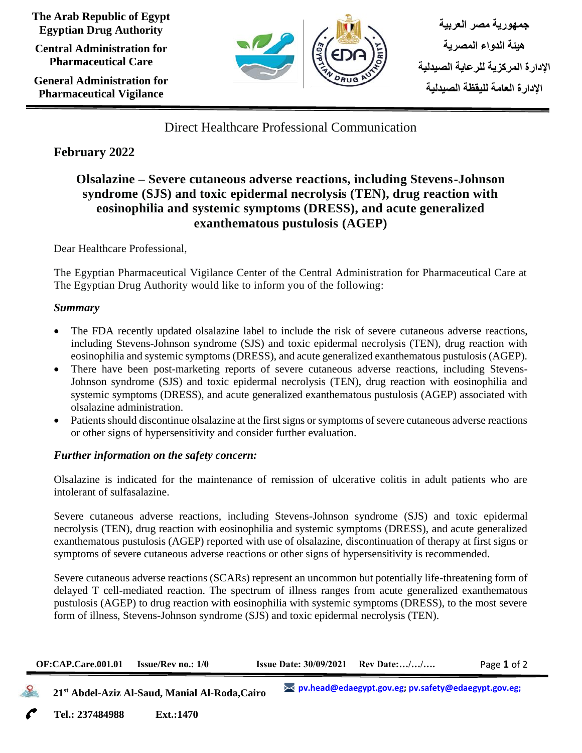The Arab Republic of Egypt
Egyptian Drug Authority

Central Administration for Pharmaceutical Care

General Administration for Pharmaceutical Vigilance

جمهورية مصر العربية
هيئة الدواء المصرية
الإدارة المركزية للرعاية الصيدلية
الإدارة العامة لليقظة الصيدلية

Direct Healthcare Professional Communication

**February 2022**

# Olsalazine – Severe cutaneous adverse reactions, including Stevens-Johnson syndrome (SJS) and toxic epidermal necrolysis (TEN), drug reaction with eosinophilia and systemic symptoms (DRESS), and acute generalized exanthematous pustulosis (AGEP)

Dear Healthcare Professional,

The Egyptian Pharmaceutical Vigilance Center of the Central Administration for Pharmaceutical Care at The Egyptian Drug Authority would like to inform you of the following:

***Summary***

- The FDA recently updated olsalazine label to include the risk of severe cutaneous adverse reactions, including Stevens-Johnson syndrome (SJS) and toxic epidermal necrolysis (TEN), drug reaction with eosinophilia and systemic symptoms (DRESS), and acute generalized exanthematous pustulosis (AGEP).
- There have been post-marketing reports of severe cutaneous adverse reactions, including Stevens-Johnson syndrome (SJS) and toxic epidermal necrolysis (TEN), drug reaction with eosinophilia and systemic symptoms (DRESS), and acute generalized exanthematous pustulosis (AGEP) associated with olsalazine administration.
- Patients should discontinue olsalazine at the first signs or symptoms of severe cutaneous adverse reactions or other signs of hypersensitivity and consider further evaluation.

***Further information on the safety concern:***

Olsalazine is indicated for the maintenance of remission of ulcerative colitis in adult patients who are intolerant of sulfasalazine.

Severe cutaneous adverse reactions, including Stevens-Johnson syndrome (SJS) and toxic epidermal necrolysis (TEN), drug reaction with eosinophilia and systemic symptoms (DRESS), and acute generalized exanthematous pustulosis (AGEP) reported with use of olsalazine, discontinuation of therapy at first signs or symptoms of severe cutaneous adverse reactions or other signs of hypersensitivity is recommended.

Severe cutaneous adverse reactions (SCARs) represent an uncommon but potentially life-threatening form of delayed T cell-mediated reaction. The spectrum of illness ranges from acute generalized exanthematous pustulosis (AGEP) to drug reaction with eosinophilia with systemic symptoms (DRESS), to the most severe form of illness, Stevens-Johnson syndrome (SJS) and toxic epidermal necrolysis (TEN).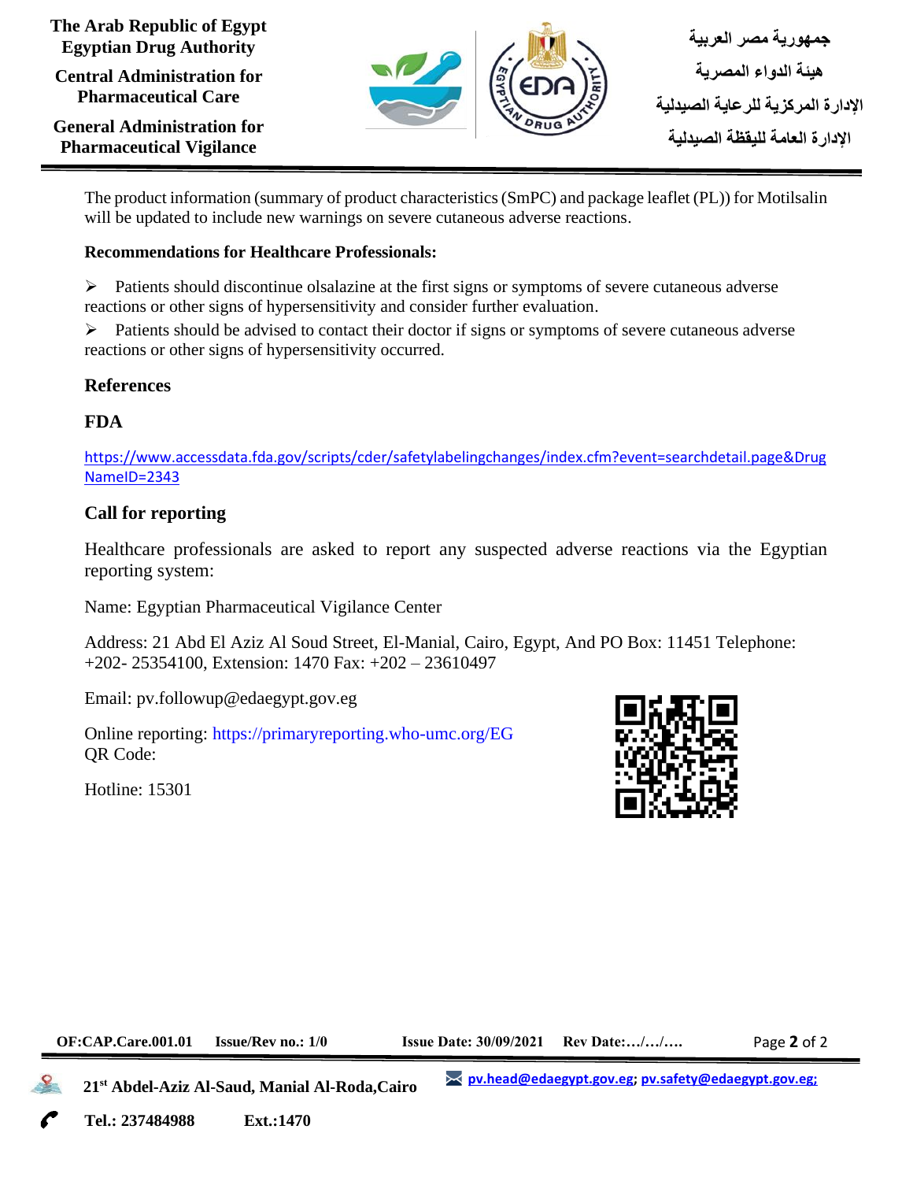The product information (summary of product characteristics (SmPC) and package leaflet (PL)) for Motilsalin will be updated to include new warnings on severe cutaneous adverse reactions.

**Recommendations for Healthcare Professionals:**

- Patients should discontinue olsalazine at the first signs or symptoms of severe cutaneous adverse reactions or other signs of hypersensitivity and consider further evaluation.
- Patients should be advised to contact their doctor if signs or symptoms of severe cutaneous adverse reactions or other signs of hypersensitivity occurred.

**References**

**FDA**

https://www.accessdata.fda.gov/scripts/cder/safetylabelingchanges/index.cfm?event=searchdetail.page&DrugNameID=2343

## Call for reporting

Healthcare professionals are asked to report any suspected adverse reactions via the Egyptian reporting system:

Name: Egyptian Pharmaceutical Vigilance Center

Address: 21 Abd El Aziz Al Soud Street, El-Manial, Cairo, Egypt, And PO Box: 11451 Telephone: +202- 25354100, Extension: 1470 Fax: +202 – 23610497

Email: pv.followup@edaegypt.gov.eg

Online reporting: https://primaryreporting.who-umc.org/EG
QR Code:

Hotline: 15301